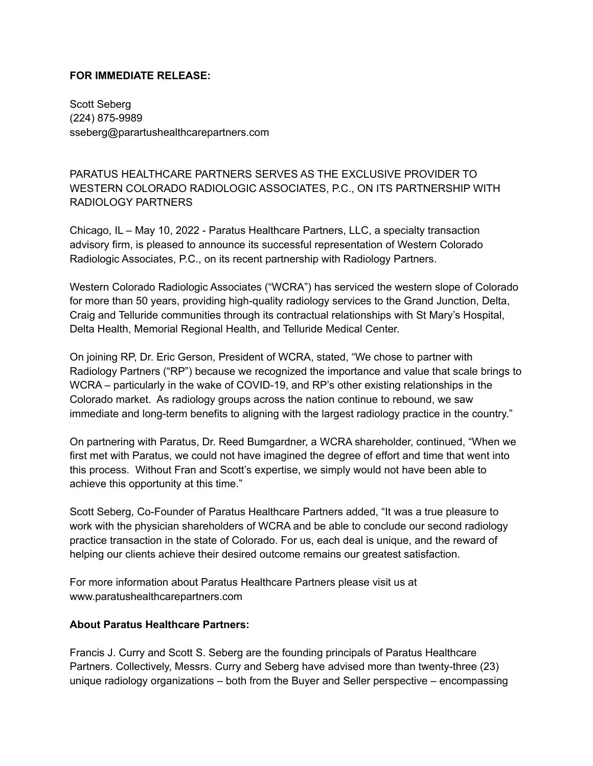**FOR IMMEDIATE RELEASE:**

Scott Seberg
(224) 875-9989
sseberg@parartushealthcarepartners.com

PARATUS HEALTHCARE PARTNERS SERVES AS THE EXCLUSIVE PROVIDER TO WESTERN COLORADO RADIOLOGIC ASSOCIATES, P.C., ON ITS PARTNERSHIP WITH RADIOLOGY PARTNERS

Chicago, IL – May 10, 2022 - Paratus Healthcare Partners, LLC, a specialty transaction advisory firm, is pleased to announce its successful representation of Western Colorado Radiologic Associates, P.C., on its recent partnership with Radiology Partners.

Western Colorado Radiologic Associates ("WCRA") has serviced the western slope of Colorado for more than 50 years, providing high-quality radiology services to the Grand Junction, Delta, Craig and Telluride communities through its contractual relationships with St Mary's Hospital, Delta Health, Memorial Regional Health, and Telluride Medical Center.

On joining RP, Dr. Eric Gerson, President of WCRA, stated, "We chose to partner with Radiology Partners ("RP") because we recognized the importance and value that scale brings to WCRA – particularly in the wake of COVID-19, and RP's other existing relationships in the Colorado market. As radiology groups across the nation continue to rebound, we saw immediate and long-term benefits to aligning with the largest radiology practice in the country."

On partnering with Paratus, Dr. Reed Bumgardner, a WCRA shareholder, continued, "When we first met with Paratus, we could not have imagined the degree of effort and time that went into this process. Without Fran and Scott's expertise, we simply would not have been able to achieve this opportunity at this time."

Scott Seberg, Co-Founder of Paratus Healthcare Partners added, "It was a true pleasure to work with the physician shareholders of WCRA and be able to conclude our second radiology practice transaction in the state of Colorado. For us, each deal is unique, and the reward of helping our clients achieve their desired outcome remains our greatest satisfaction.

For more information about Paratus Healthcare Partners please visit us at www.paratushealthcarepartners.com

**About Paratus Healthcare Partners:**

Francis J. Curry and Scott S. Seberg are the founding principals of Paratus Healthcare Partners. Collectively, Messrs. Curry and Seberg have advised more than twenty-three (23) unique radiology organizations – both from the Buyer and Seller perspective – encompassing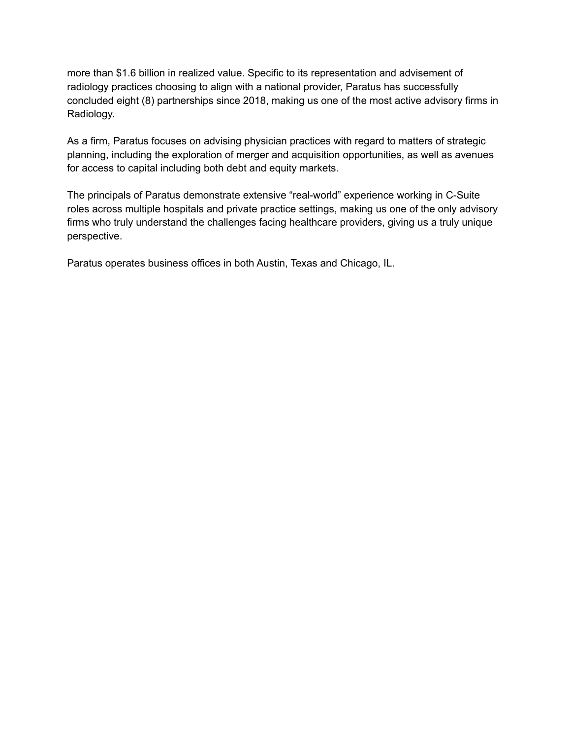more than $1.6 billion in realized value. Specific to its representation and advisement of radiology practices choosing to align with a national provider, Paratus has successfully concluded eight (8) partnerships since 2018, making us one of the most active advisory firms in Radiology.

As a firm, Paratus focuses on advising physician practices with regard to matters of strategic planning, including the exploration of merger and acquisition opportunities, as well as avenues for access to capital including both debt and equity markets.

The principals of Paratus demonstrate extensive "real-world" experience working in C-Suite roles across multiple hospitals and private practice settings, making us one of the only advisory firms who truly understand the challenges facing healthcare providers, giving us a truly unique perspective.

Paratus operates business offices in both Austin, Texas and Chicago, IL.